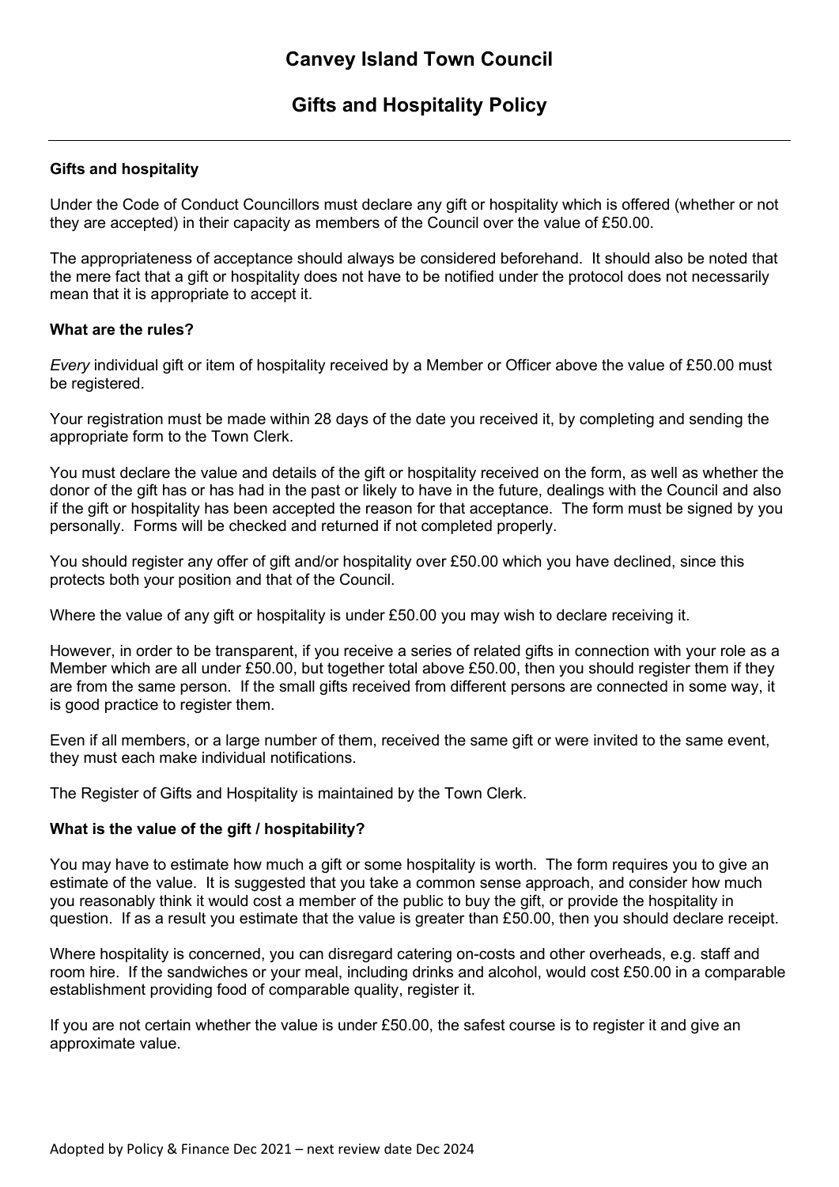# Canvey Island Town Council

## Gifts and Hospitality Policy

---

### Gifts and hospitality

Under the Code of Conduct Councillors must declare any gift or hospitality which is offered (whether or not they are accepted) in their capacity as members of the Council over the value of £50.00.

The appropriateness of acceptance should always be considered beforehand. It should also be noted that the mere fact that a gift or hospitality does not have to be notified under the protocol does not necessarily mean that it is appropriate to accept it.

### What are the rules?

*Every* individual gift or item of hospitality received by a Member or Officer above the value of £50.00 must be registered.

Your registration must be made within 28 days of the date you received it, by completing and sending the appropriate form to the Town Clerk.

You must declare the value and details of the gift or hospitality received on the form, as well as whether the donor of the gift has or has had in the past or likely to have in the future, dealings with the Council and also if the gift or hospitality has been accepted the reason for that acceptance. The form must be signed by you personally. Forms will be checked and returned if not completed properly.

You should register any offer of gift and/or hospitality over £50.00 which you have declined, since this protects both your position and that of the Council.

Where the value of any gift or hospitality is under £50.00 you may wish to declare receiving it.

However, in order to be transparent, if you receive a series of related gifts in connection with your role as a Member which are all under £50.00, but together total above £50.00, then you should register them if they are from the same person. If the small gifts received from different persons are connected in some way, it is good practice to register them.

Even if all members, or a large number of them, received the same gift or were invited to the same event, they must each make individual notifications.

The Register of Gifts and Hospitality is maintained by the Town Clerk.

### What is the value of the gift / hospitability?

You may have to estimate how much a gift or some hospitality is worth. The form requires you to give an estimate of the value. It is suggested that you take a common sense approach, and consider how much you reasonably think it would cost a member of the public to buy the gift, or provide the hospitality in question. If as a result you estimate that the value is greater than £50.00, then you should declare receipt.

Where hospitality is concerned, you can disregard catering on-costs and other overheads, e.g. staff and room hire. If the sandwiches or your meal, including drinks and alcohol, would cost £50.00 in a comparable establishment providing food of comparable quality, register it.

If you are not certain whether the value is under £50.00, the safest course is to register it and give an approximate value.

Adopted by Policy & Finance Dec 2021 – next review date Dec 2024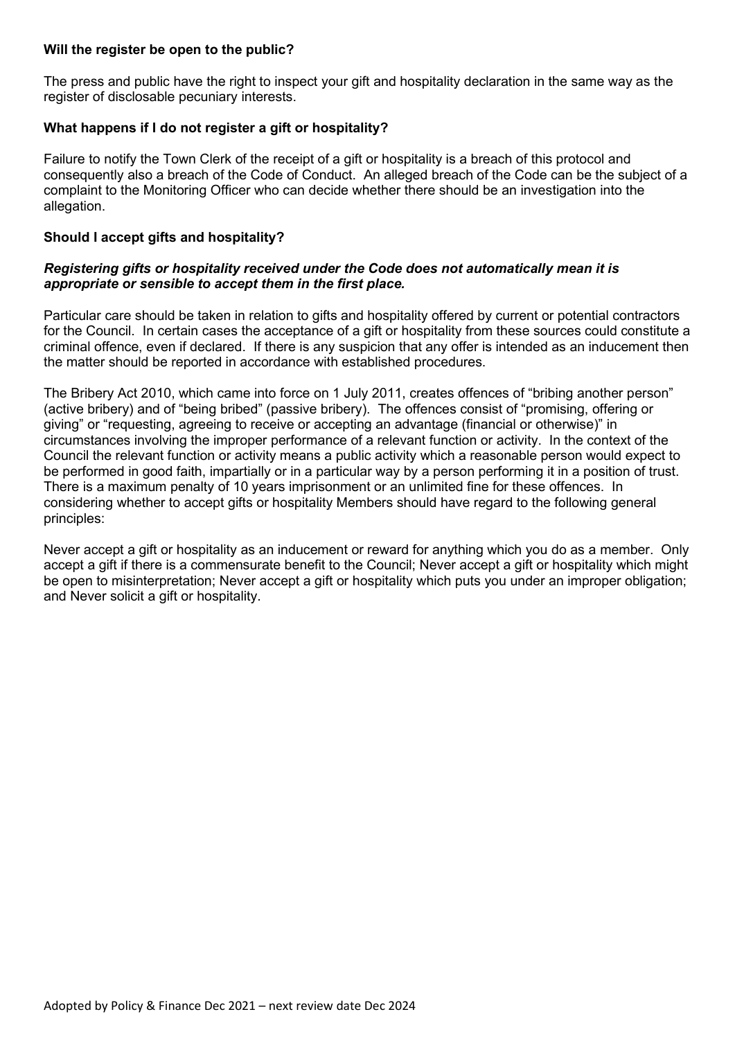**Will the register be open to the public?**

The press and public have the right to inspect your gift and hospitality declaration in the same way as the register of disclosable pecuniary interests.

**What happens if I do not register a gift or hospitality?**

Failure to notify the Town Clerk of the receipt of a gift or hospitality is a breach of this protocol and consequently also a breach of the Code of Conduct. An alleged breach of the Code can be the subject of a complaint to the Monitoring Officer who can decide whether there should be an investigation into the allegation.

**Should I accept gifts and hospitality?**

***Registering gifts or hospitality received under the Code does not automatically mean it is appropriate or sensible to accept them in the first place.***

Particular care should be taken in relation to gifts and hospitality offered by current or potential contractors for the Council. In certain cases the acceptance of a gift or hospitality from these sources could constitute a criminal offence, even if declared. If there is any suspicion that any offer is intended as an inducement then the matter should be reported in accordance with established procedures.

The Bribery Act 2010, which came into force on 1 July 2011, creates offences of "bribing another person" (active bribery) and of "being bribed" (passive bribery). The offences consist of "promising, offering or giving" or "requesting, agreeing to receive or accepting an advantage (financial or otherwise)" in circumstances involving the improper performance of a relevant function or activity. In the context of the Council the relevant function or activity means a public activity which a reasonable person would expect to be performed in good faith, impartially or in a particular way by a person performing it in a position of trust. There is a maximum penalty of 10 years imprisonment or an unlimited fine for these offences. In considering whether to accept gifts or hospitality Members should have regard to the following general principles:

Never accept a gift or hospitality as an inducement or reward for anything which you do as a member. Only accept a gift if there is a commensurate benefit to the Council; Never accept a gift or hospitality which might be open to misinterpretation; Never accept a gift or hospitality which puts you under an improper obligation; and Never solicit a gift or hospitality.

Adopted by Policy & Finance Dec 2021 – next review date Dec 2024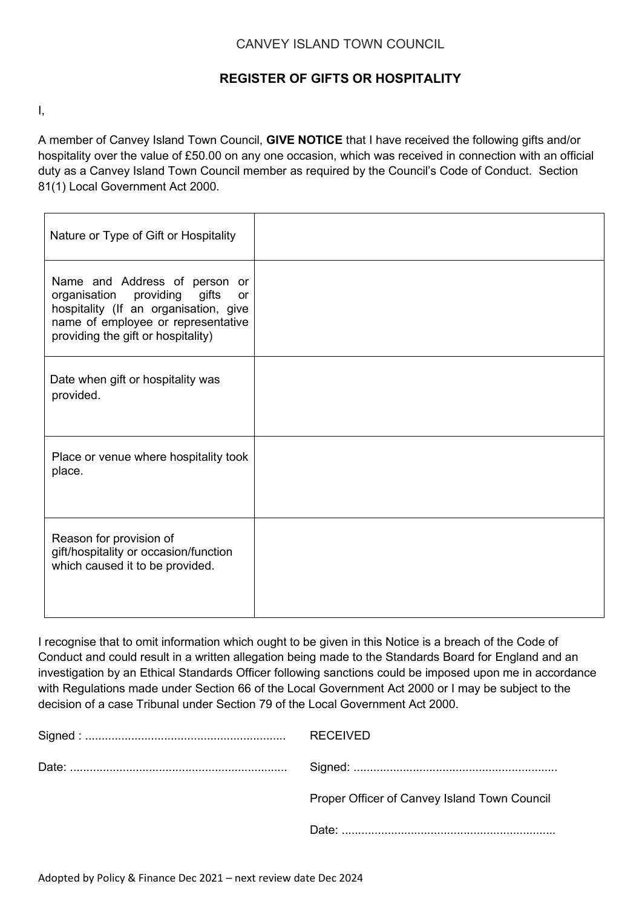CANVEY ISLAND TOWN COUNCIL

## REGISTER OF GIFTS OR HOSPITALITY

I,

A member of Canvey Island Town Council, **GIVE NOTICE** that I have received the following gifts and/or hospitality over the value of £50.00 on any one occasion, which was received in connection with an official duty as a Canvey Island Town Council member as required by the Council's Code of Conduct. Section 81(1) Local Government Act 2000.

| | |
|---|---|
| Nature or Type of Gift or Hospitality | |
| Name and Address of person or organisation providing gifts or hospitality (If an organisation, give name of employee or representative providing the gift or hospitality) | |
| Date when gift or hospitality was provided. | |
| Place or venue where hospitality took place. | |
| Reason for provision of gift/hospitality or occasion/function which caused it to be provided. | |

I recognise that to omit information which ought to be given in this Notice is a breach of the Code of Conduct and could result in a written allegation being made to the Standards Board for England and an investigation by an Ethical Standards Officer following sanctions could be imposed upon me in accordance with Regulations made under Section 66 of the Local Government Act 2000 or I may be subject to the decision of a case Tribunal under Section 79 of the Local Government Act 2000.

Signed : .............................................................

Date: ..................................................................

RECEIVED

Signed: ..............................................................

Proper Officer of Canvey Island Town Council

Date: .................................................................

Adopted by Policy & Finance Dec 2021 – next review date Dec 2024